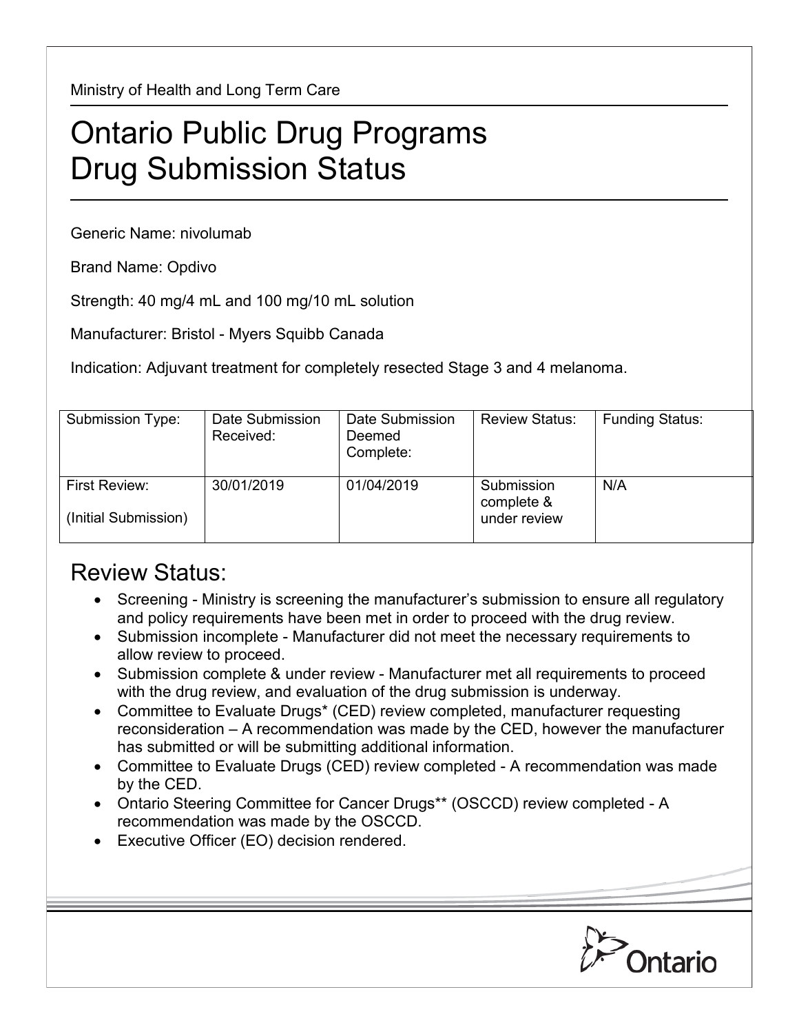Ministry of Health and Long Term Care

# Ontario Public Drug Programs
# Drug Submission Status

Generic Name: nivolumab

Brand Name: Opdivo

Strength: 40 mg/4 mL and 100 mg/10 mL solution

Manufacturer: Bristol - Myers Squibb Canada

Indication: Adjuvant treatment for completely resected Stage 3 and 4 melanoma.

| Submission Type: | Date Submission Received: | Date Submission Deemed Complete: | Review Status: | Funding Status: |
|---|---|---|---|---|
| First Review: (Initial Submission) | 30/01/2019 | 01/04/2019 | Submission complete & under review | N/A |

## Review Status:

- Screening - Ministry is screening the manufacturer's submission to ensure all regulatory and policy requirements have been met in order to proceed with the drug review.
- Submission incomplete - Manufacturer did not meet the necessary requirements to allow review to proceed.
- Submission complete & under review - Manufacturer met all requirements to proceed with the drug review, and evaluation of the drug submission is underway.
- Committee to Evaluate Drugs* (CED) review completed, manufacturer requesting reconsideration – A recommendation was made by the CED, however the manufacturer has submitted or will be submitting additional information.
- Committee to Evaluate Drugs (CED) review completed - A recommendation was made by the CED.
- Ontario Steering Committee for Cancer Drugs** (OSCCD) review completed - A recommendation was made by the OSCCD.
- Executive Officer (EO) decision rendered.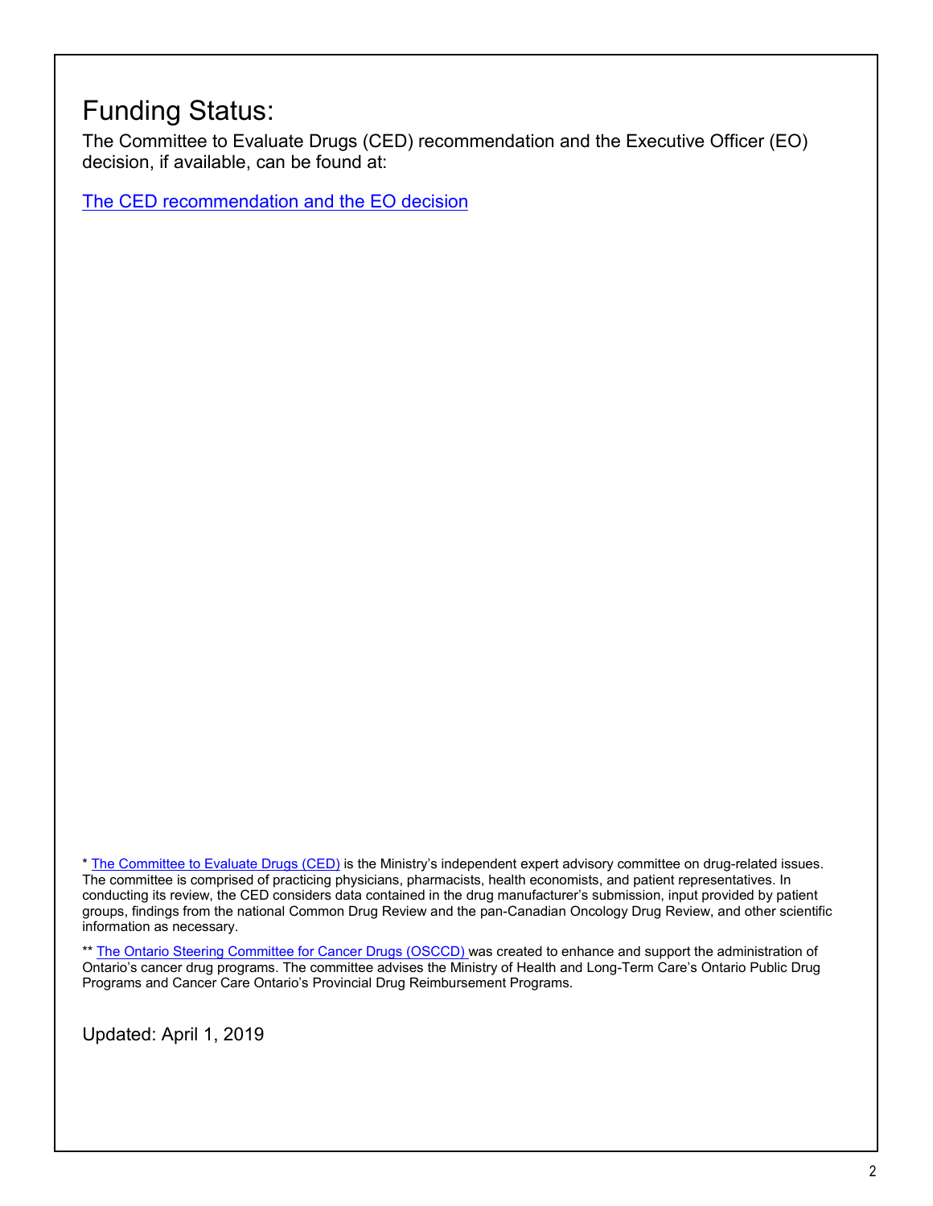# Funding Status:

The Committee to Evaluate Drugs (CED) recommendation and the Executive Officer (EO) decision, if available, can be found at:

The CED recommendation and the EO decision

* The Committee to Evaluate Drugs (CED) is the Ministry's independent expert advisory committee on drug-related issues. The committee is comprised of practicing physicians, pharmacists, health economists, and patient representatives. In conducting its review, the CED considers data contained in the drug manufacturer's submission, input provided by patient groups, findings from the national Common Drug Review and the pan-Canadian Oncology Drug Review, and other scientific information as necessary.

** The Ontario Steering Committee for Cancer Drugs (OSCCD) was created to enhance and support the administration of Ontario's cancer drug programs. The committee advises the Ministry of Health and Long-Term Care's Ontario Public Drug Programs and Cancer Care Ontario's Provincial Drug Reimbursement Programs.

Updated: April 1, 2019